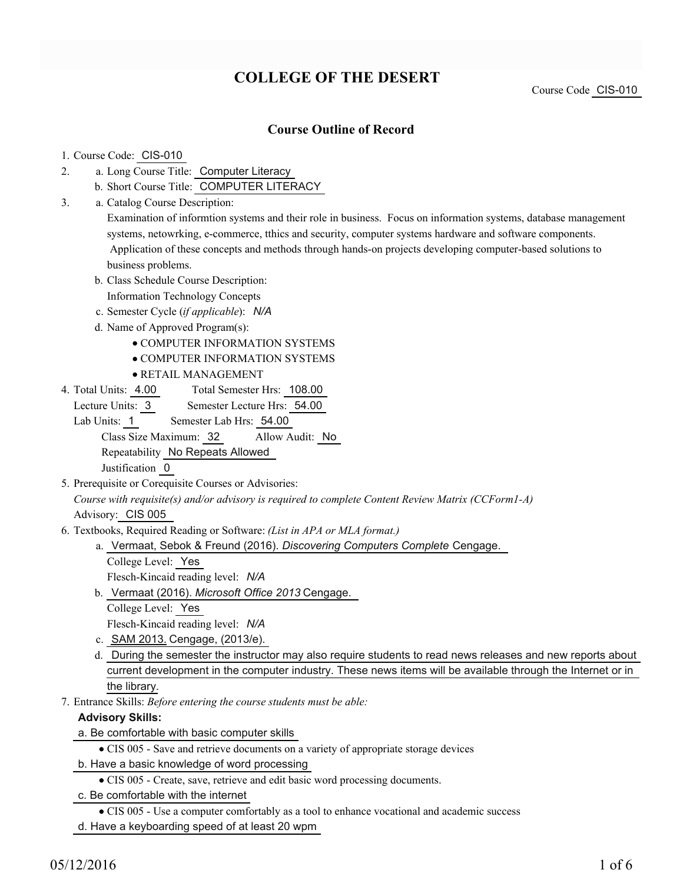# COLLEGE OF THE DESERT

Course Code CIS-010

## Course Outline of Record

1. Course Code: CIS-010
2. a. Long Course Title: Computer Literacy
   b. Short Course Title: COMPUTER LITERACY
3. a. Catalog Course Description:
   Examination of informtion systems and their role in business. Focus on information systems, database management systems, netowrking, e-commerce, tthics and security, computer systems hardware and software components. Application of these concepts and methods through hands-on projects developing computer-based solutions to business problems.
   b. Class Schedule Course Description:
   Information Technology Concepts
   c. Semester Cycle (*if applicable*): *N/A*
   d. Name of Approved Program(s):
      - COMPUTER INFORMATION SYSTEMS
      - COMPUTER INFORMATION SYSTEMS
      - RETAIL MANAGEMENT
4. Total Units: 4.00 Total Semester Hrs: 108.00
   Lecture Units: 3 Semester Lecture Hrs: 54.00
   Lab Units: 1 Semester Lab Hrs: 54.00
   Class Size Maximum: 32 Allow Audit: No
   Repeatability No Repeats Allowed
   Justification 0
5. Prerequisite or Corequisite Courses or Advisories:
   *Course with requisite(s) and/or advisory is required to complete Content Review Matrix (CCForm1-A)*
   Advisory: CIS 005
6. Textbooks, Required Reading or Software: *(List in APA or MLA format.)*
   a. Vermaat, Sebok & Freund (2016). *Discovering Computers Complete* Cengage.
      College Level: Yes
      Flesch-Kincaid reading level: *N/A*
   b. Vermaat (2016). *Microsoft Office 2013* Cengage.
      College Level: Yes
      Flesch-Kincaid reading level: *N/A*
   c. SAM 2013. Cengage, (2013/e).
   d. During the semester the instructor may also require students to read news releases and new reports about current development in the computer industry. These news items will be available through the Internet or in the library.
7. Entrance Skills: *Before entering the course students must be able:*

   **Advisory Skills:**

   a. Be comfortable with basic computer skills
      - CIS 005 - Save and retrieve documents on a variety of appropriate storage devices

   b. Have a basic knowledge of word processing
      - CIS 005 - Create, save, retrieve and edit basic word processing documents.

   c. Be comfortable with the internet
      - CIS 005 - Use a computer comfortably as a tool to enhance vocational and academic success

   d. Have a keyboarding speed of at least 20 wpm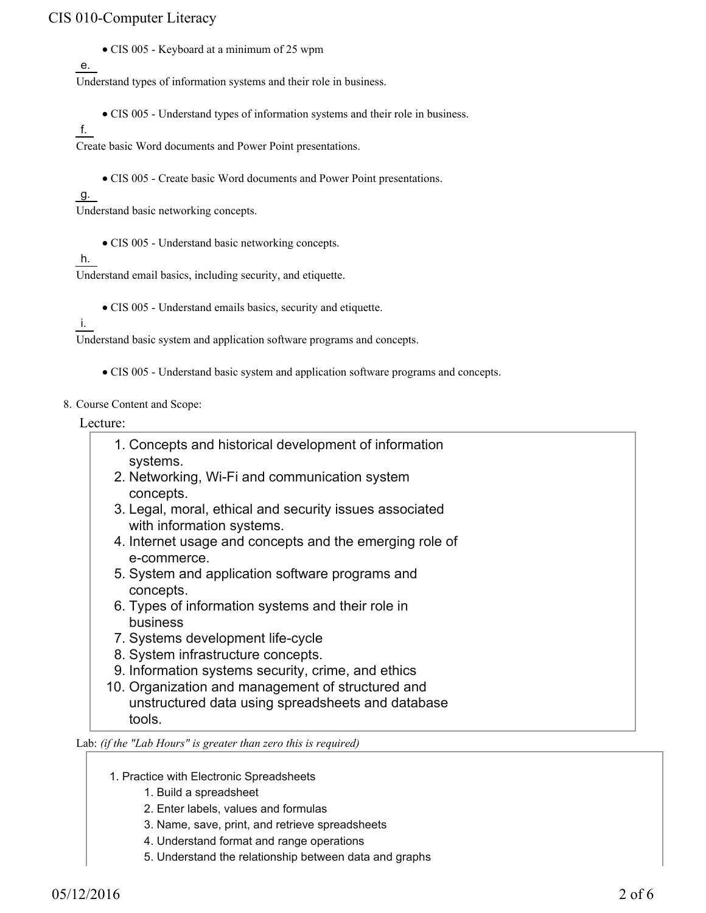- CIS 005 - Keyboard at a minimum of 25 wpm

e.

Understand types of information systems and their role in business.

- CIS 005 - Understand types of information systems and their role in business.

f.

Create basic Word documents and Power Point presentations.

- CIS 005 - Create basic Word documents and Power Point presentations.

g.

Understand basic networking concepts.

- CIS 005 - Understand basic networking concepts.

h.

Understand email basics, including security, and etiquette.

- CIS 005 - Understand emails basics, security and etiquette.

i.

Understand basic system and application software programs and concepts.

- CIS 005 - Understand basic system and application software programs and concepts.

8. Course Content and Scope:

Lecture:

1. Concepts and historical development of information systems.
2. Networking, Wi-Fi and communication system concepts.
3. Legal, moral, ethical and security issues associated with information systems.
4. Internet usage and concepts and the emerging role of e-commerce.
5. System and application software programs and concepts.
6. Types of information systems and their role in business
7. Systems development life-cycle
8. System infrastructure concepts.
9. Information systems security, crime, and ethics
10. Organization and management of structured and unstructured data using spreadsheets and database tools.

Lab: *(if the "Lab Hours" is greater than zero this is required)*

1. Practice with Electronic Spreadsheets
   1. Build a spreadsheet
   2. Enter labels, values and formulas
   3. Name, save, print, and retrieve spreadsheets
   4. Understand format and range operations
   5. Understand the relationship between data and graphs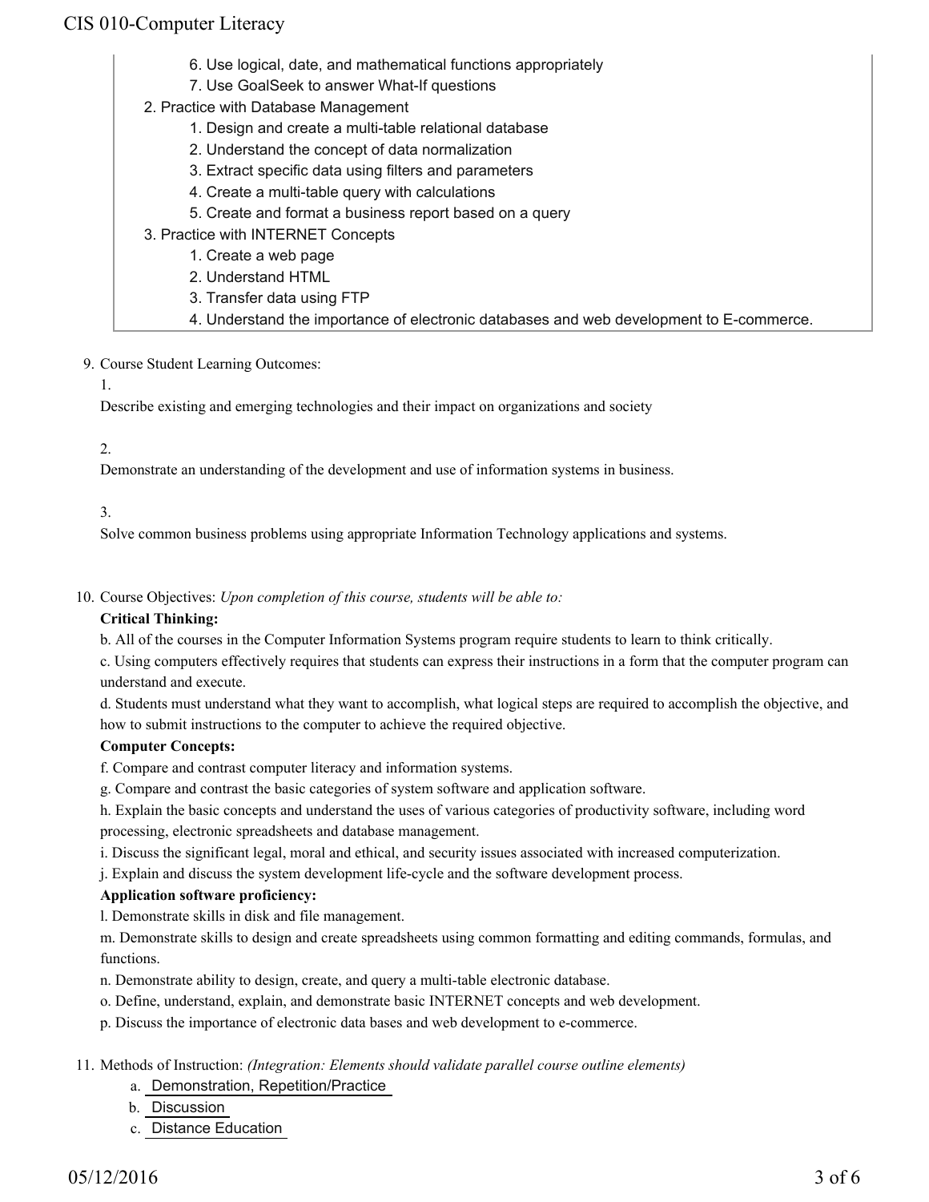6. Use logical, date, and mathematical functions appropriately
7. Use GoalSeek to answer What-If questions

2. Practice with Database Management
    1. Design and create a multi-table relational database
    2. Understand the concept of data normalization
    3. Extract specific data using filters and parameters
    4. Create a multi-table query with calculations
    5. Create and format a business report based on a query
3. Practice with INTERNET Concepts
    1. Create a web page
    2. Understand HTML
    3. Transfer data using FTP
    4. Understand the importance of electronic databases and web development to E-commerce.

9. Course Student Learning Outcomes:

    1.

    Describe existing and emerging technologies and their impact on organizations and society

    2.

    Demonstrate an understanding of the development and use of information systems in business.

    3.

    Solve common business problems using appropriate Information Technology applications and systems.

10. Course Objectives: *Upon completion of this course, students will be able to:*

    **Critical Thinking:**

    b. All of the courses in the Computer Information Systems program require students to learn to think critically.

    c. Using computers effectively requires that students can express their instructions in a form that the computer program can understand and execute.

    d. Students must understand what they want to accomplish, what logical steps are required to accomplish the objective, and how to submit instructions to the computer to achieve the required objective.

    **Computer Concepts:**

    f. Compare and contrast computer literacy and information systems.

    g. Compare and contrast the basic categories of system software and application software.

    h. Explain the basic concepts and understand the uses of various categories of productivity software, including word processing, electronic spreadsheets and database management.

    i. Discuss the significant legal, moral and ethical, and security issues associated with increased computerization.

    j. Explain and discuss the system development life-cycle and the software development process.

    **Application software proficiency:**

    l. Demonstrate skills in disk and file management.

    m. Demonstrate skills to design and create spreadsheets using common formatting and editing commands, formulas, and functions.

    n. Demonstrate ability to design, create, and query a multi-table electronic database.

    o. Define, understand, explain, and demonstrate basic INTERNET concepts and web development.

    p. Discuss the importance of electronic data bases and web development to e-commerce.

11. Methods of Instruction: *(Integration: Elements should validate parallel course outline elements)*

    a. Demonstration, Repetition/Practice
    b. Discussion
    c. Distance Education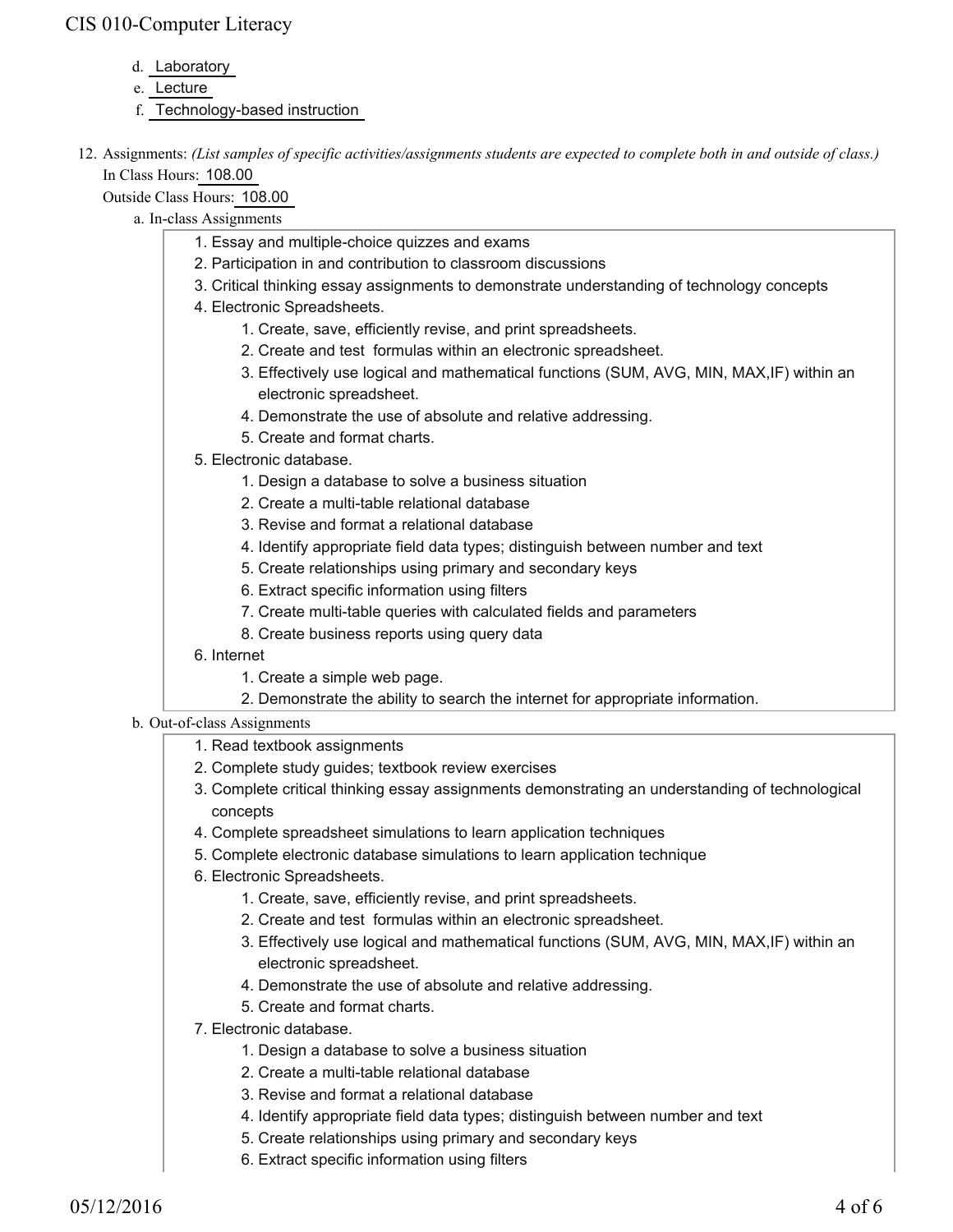d. Laboratory
e. Lecture
f. Technology-based instruction

12. Assignments: *(List samples of specific activities/assignments students are expected to complete both in and outside of class.)*
    In Class Hours: 108.00
    Outside Class Hours: 108.00

    a. In-class Assignments

        1. Essay and multiple-choice quizzes and exams
        2. Participation in and contribution to classroom discussions
        3. Critical thinking essay assignments to demonstrate understanding of technology concepts
        4. Electronic Spreadsheets.
            1. Create, save, efficiently revise, and print spreadsheets.
            2. Create and test formulas within an electronic spreadsheet.
            3. Effectively use logical and mathematical functions (SUM, AVG, MIN, MAX,IF) within an electronic spreadsheet.
            4. Demonstrate the use of absolute and relative addressing.
            5. Create and format charts.
        5. Electronic database.
            1. Design a database to solve a business situation
            2. Create a multi-table relational database
            3. Revise and format a relational database
            4. Identify appropriate field data types; distinguish between number and text
            5. Create relationships using primary and secondary keys
            6. Extract specific information using filters
            7. Create multi-table queries with calculated fields and parameters
            8. Create business reports using query data
        6. Internet
            1. Create a simple web page.
            2. Demonstrate the ability to search the internet for appropriate information.

    b. Out-of-class Assignments

        1. Read textbook assignments
        2. Complete study guides; textbook review exercises
        3. Complete critical thinking essay assignments demonstrating an understanding of technological concepts
        4. Complete spreadsheet simulations to learn application techniques
        5. Complete electronic database simulations to learn application technique
        6. Electronic Spreadsheets.
            1. Create, save, efficiently revise, and print spreadsheets.
            2. Create and test formulas within an electronic spreadsheet.
            3. Effectively use logical and mathematical functions (SUM, AVG, MIN, MAX,IF) within an electronic spreadsheet.
            4. Demonstrate the use of absolute and relative addressing.
            5. Create and format charts.
        7. Electronic database.
            1. Design a database to solve a business situation
            2. Create a multi-table relational database
            3. Revise and format a relational database
            4. Identify appropriate field data types; distinguish between number and text
            5. Create relationships using primary and secondary keys
            6. Extract specific information using filters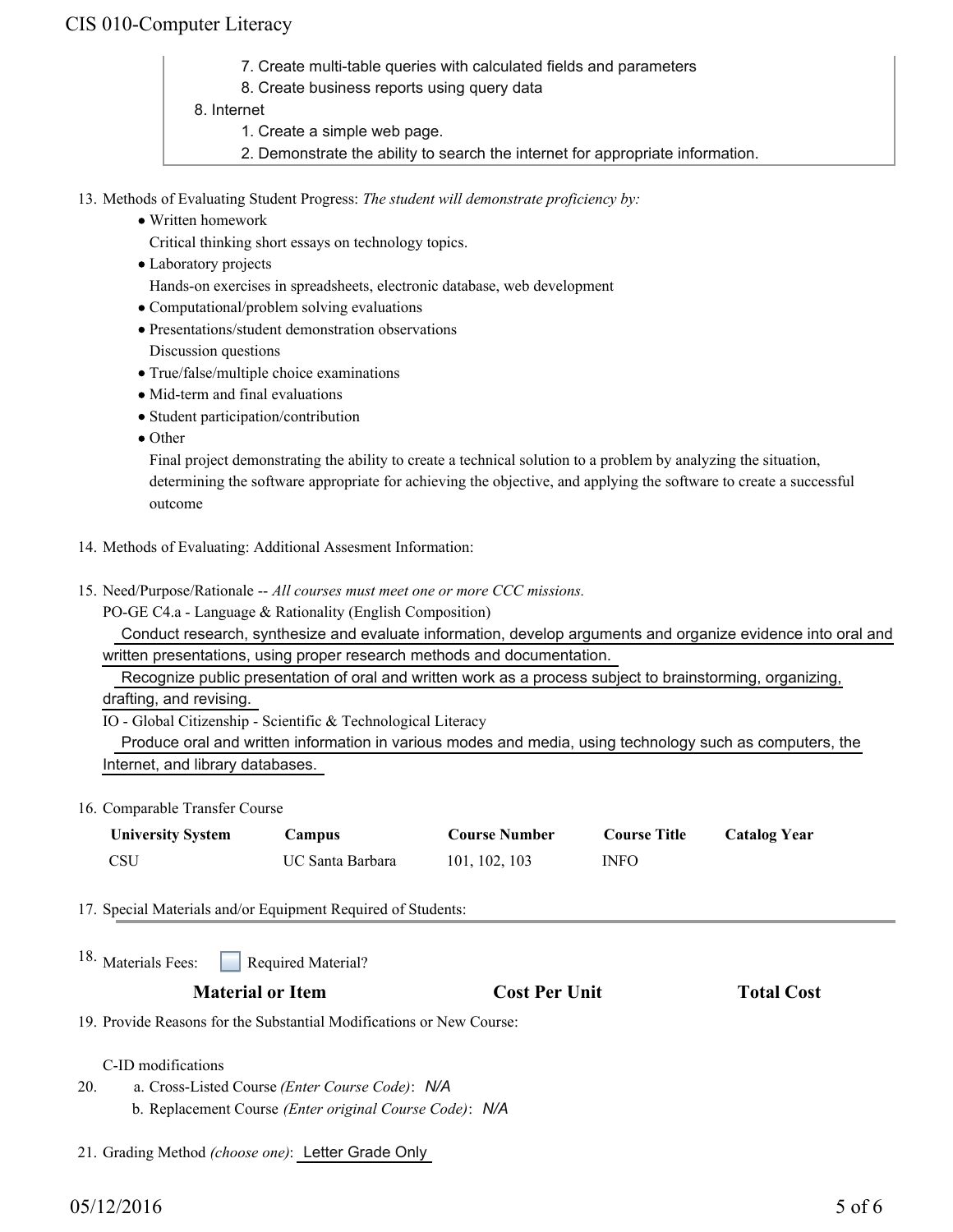7. Create multi-table queries with calculated fields and parameters
   8. Create business reports using query data
8. Internet
   1. Create a simple web page.
   2. Demonstrate the ability to search the internet for appropriate information.

13. Methods of Evaluating Student Progress: *The student will demonstrate proficiency by:*
    - Written homework
      Critical thinking short essays on technology topics.
    - Laboratory projects
      Hands-on exercises in spreadsheets, electronic database, web development
    - Computational/problem solving evaluations
    - Presentations/student demonstration observations
      Discussion questions
    - True/false/multiple choice examinations
    - Mid-term and final evaluations
    - Student participation/contribution
    - Other
      Final project demonstrating the ability to create a technical solution to a problem by analyzing the situation, determining the software appropriate for achieving the objective, and applying the software to create a successful outcome

14. Methods of Evaluating: Additional Assesment Information:

15. Need/Purpose/Rationale -- *All courses must meet one or more CCC missions.*
    PO-GE C4.a - Language & Rationality (English Composition)
    Conduct research, synthesize and evaluate information, develop arguments and organize evidence into oral and written presentations, using proper research methods and documentation.
    Recognize public presentation of oral and written work as a process subject to brainstorming, organizing, drafting, and revising.
    IO - Global Citizenship - Scientific & Technological Literacy
    Produce oral and written information in various modes and media, using technology such as computers, the Internet, and library databases.

16. Comparable Transfer Course

| University System | Campus | Course Number | Course Title | Catalog Year |
|---|---|---|---|---|
| CSU | UC Santa Barbara | 101, 102, 103 | INFO | |

17. Special Materials and/or Equipment Required of Students:

18. Materials Fees: ☐ Required Material?

| Material or Item | Cost Per Unit | Total Cost |
|---|---|---|

19. Provide Reasons for the Substantial Modifications or New Course:

    C-ID modifications

20. a. Cross-Listed Course *(Enter Course Code)*: *N/A*
    b. Replacement Course *(Enter original Course Code)*: *N/A*

21. Grading Method *(choose one)*: Letter Grade Only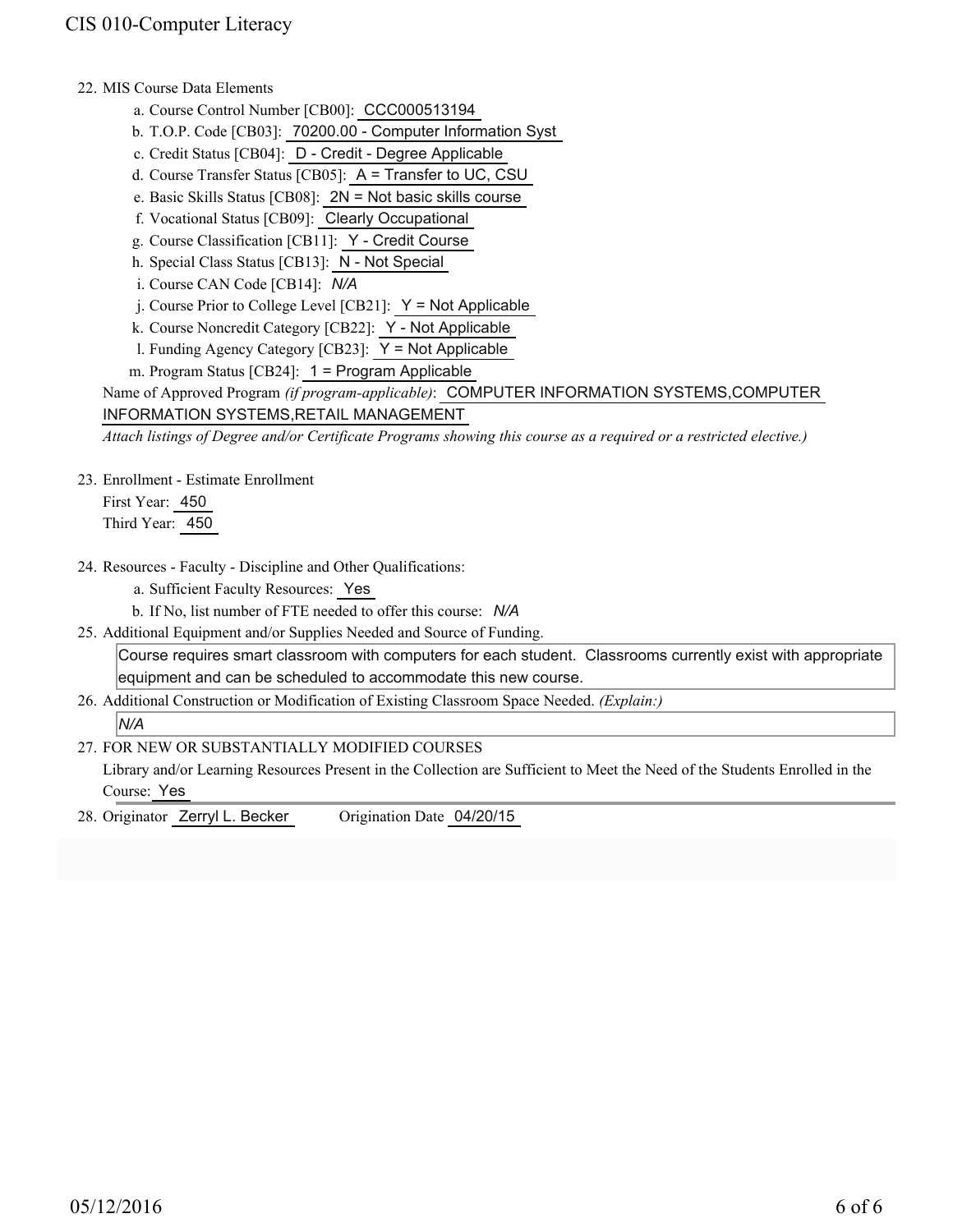22. MIS Course Data Elements
    a. Course Control Number [CB00]: CCC000513194
    b. T.O.P. Code [CB03]: 70200.00 - Computer Information Syst
    c. Credit Status [CB04]: D - Credit - Degree Applicable
    d. Course Transfer Status [CB05]: A = Transfer to UC, CSU
    e. Basic Skills Status [CB08]: 2N = Not basic skills course
    f. Vocational Status [CB09]: Clearly Occupational
    g. Course Classification [CB11]: Y - Credit Course
    h. Special Class Status [CB13]: N - Not Special
    i. Course CAN Code [CB14]: *N/A*
    j. Course Prior to College Level [CB21]: Y = Not Applicable
    k. Course Noncredit Category [CB22]: Y - Not Applicable
    l. Funding Agency Category [CB23]: Y = Not Applicable
    m. Program Status [CB24]: 1 = Program Applicable

    Name of Approved Program *(if program-applicable)*: COMPUTER INFORMATION SYSTEMS,COMPUTER INFORMATION SYSTEMS,RETAIL MANAGEMENT

    *Attach listings of Degree and/or Certificate Programs showing this course as a required or a restricted elective.)*

23. Enrollment - Estimate Enrollment
    First Year: 450
    Third Year: 450

24. Resources - Faculty - Discipline and Other Qualifications:
    a. Sufficient Faculty Resources: Yes
    b. If No, list number of FTE needed to offer this course: *N/A*

25. Additional Equipment and/or Supplies Needed and Source of Funding.

    Course requires smart classroom with computers for each student. Classrooms currently exist with appropriate equipment and can be scheduled to accommodate this new course.

26. Additional Construction or Modification of Existing Classroom Space Needed. *(Explain:)*

    *N/A*

27. FOR NEW OR SUBSTANTIALLY MODIFIED COURSES
    Library and/or Learning Resources Present in the Collection are Sufficient to Meet the Need of the Students Enrolled in the Course: Yes

28. Originator Zerryl L. Becker Origination Date 04/20/15